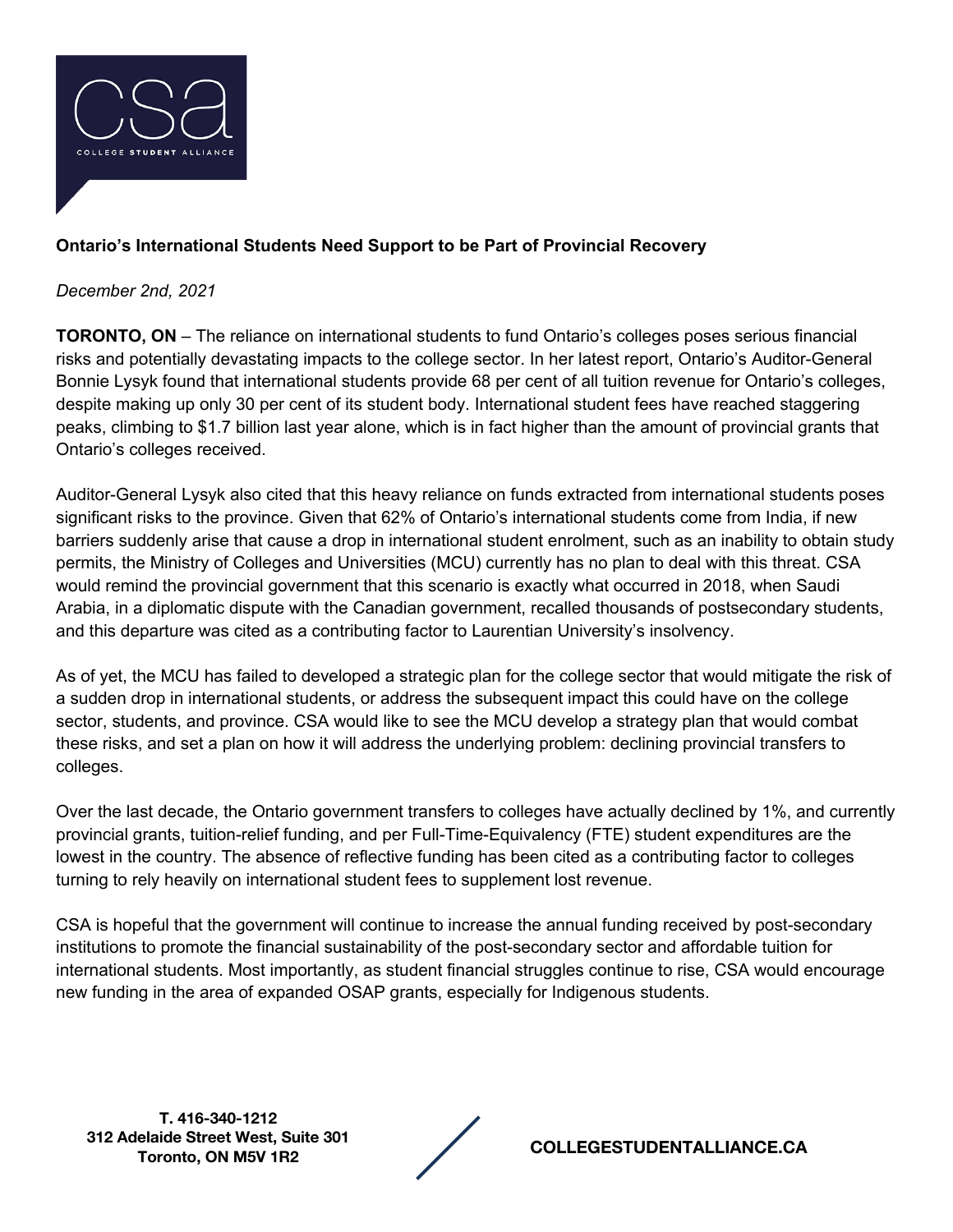**Ontario's International Students Need Support to be Part of Provincial Recovery**

*December 2nd, 2021*

**TORONTO, ON** – The reliance on international students to fund Ontario's colleges poses serious financial risks and potentially devastating impacts to the college sector. In her latest report, Ontario's Auditor-General Bonnie Lysyk found that international students provide 68 per cent of all tuition revenue for Ontario's colleges, despite making up only 30 per cent of its student body. International student fees have reached staggering peaks, climbing to $1.7 billion last year alone, which is in fact higher than the amount of provincial grants that Ontario's colleges received.

Auditor-General Lysyk also cited that this heavy reliance on funds extracted from international students poses significant risks to the province. Given that 62% of Ontario's international students come from India, if new barriers suddenly arise that cause a drop in international student enrolment, such as an inability to obtain study permits, the Ministry of Colleges and Universities (MCU) currently has no plan to deal with this threat. CSA would remind the provincial government that this scenario is exactly what occurred in 2018, when Saudi Arabia, in a diplomatic dispute with the Canadian government, recalled thousands of postsecondary students, and this departure was cited as a contributing factor to Laurentian University's insolvency.

As of yet, the MCU has failed to developed a strategic plan for the college sector that would mitigate the risk of a sudden drop in international students, or address the subsequent impact this could have on the college sector, students, and province. CSA would like to see the MCU develop a strategy plan that would combat these risks, and set a plan on how it will address the underlying problem: declining provincial transfers to colleges.

Over the last decade, the Ontario government transfers to colleges have actually declined by 1%, and currently provincial grants, tuition-relief funding, and per Full-Time-Equivalency (FTE) student expenditures are the lowest in the country. The absence of reflective funding has been cited as a contributing factor to colleges turning to rely heavily on international student fees to supplement lost revenue.

CSA is hopeful that the government will continue to increase the annual funding received by post-secondary institutions to promote the financial sustainability of the post-secondary sector and affordable tuition for international students. Most importantly, as student financial struggles continue to rise, CSA would encourage new funding in the area of expanded OSAP grants, especially for Indigenous students.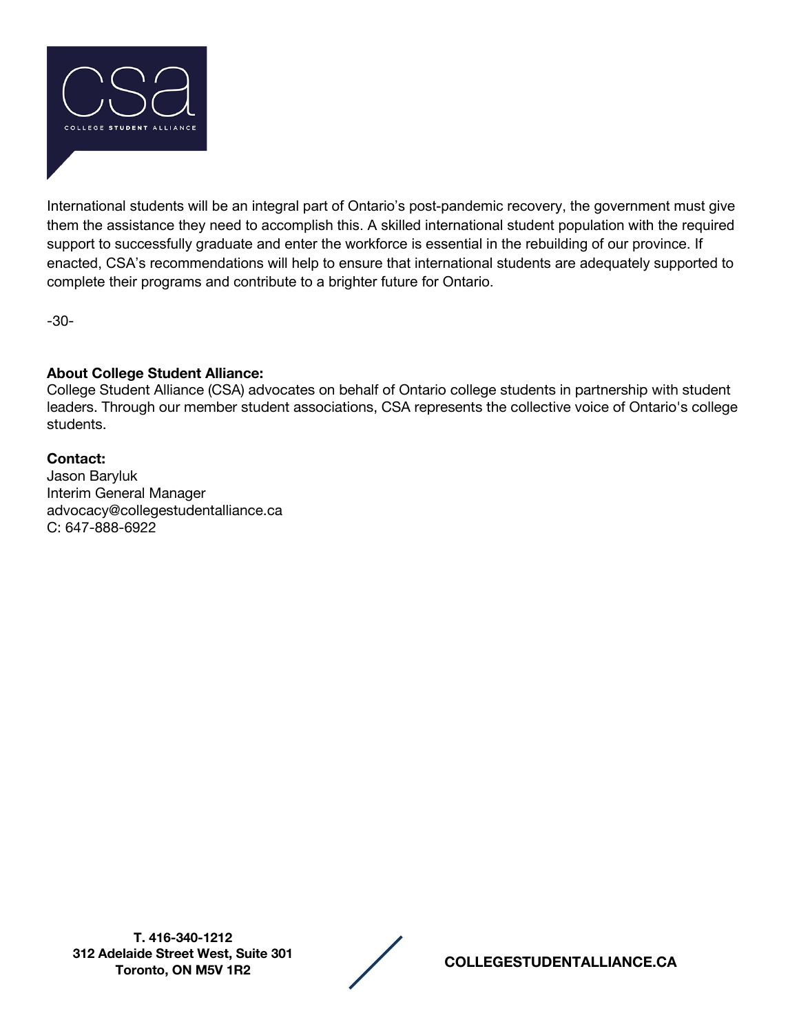International students will be an integral part of Ontario's post-pandemic recovery, the government must give them the assistance they need to accomplish this. A skilled international student population with the required support to successfully graduate and enter the workforce is essential in the rebuilding of our province. If enacted, CSA's recommendations will help to ensure that international students are adequately supported to complete their programs and contribute to a brighter future for Ontario.

-30-

**About College Student Alliance:**
College Student Alliance (CSA) advocates on behalf of Ontario college students in partnership with student leaders. Through our member student associations, CSA represents the collective voice of Ontario's college students.

**Contact:**
Jason Baryluk
Interim General Manager
advocacy@collegestudentalliance.ca
C: 647-888-6922